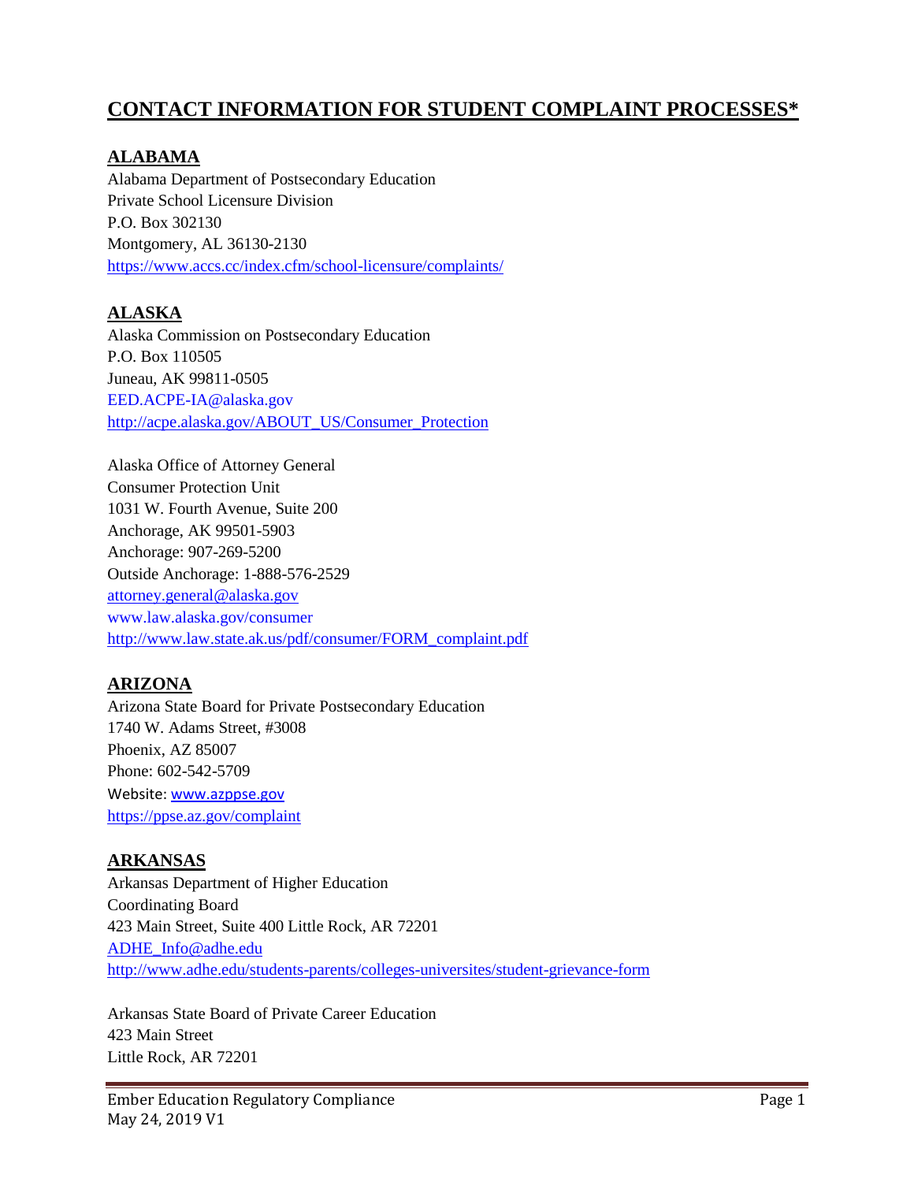# CONTACT INFORMATION FOR STUDENT COMPLAINT PROCESSES*

## ALABAMA

Alabama Department of Postsecondary Education
Private School Licensure Division
P.O. Box 302130
Montgomery, AL 36130-2130
https://www.accs.cc/index.cfm/school-licensure/complaints/

## ALASKA

Alaska Commission on Postsecondary Education
P.O. Box 110505
Juneau, AK 99811-0505
EED.ACPE-IA@alaska.gov
http://acpe.alaska.gov/ABOUT_US/Consumer_Protection

Alaska Office of Attorney General
Consumer Protection Unit
1031 W. Fourth Avenue, Suite 200
Anchorage, AK 99501-5903
Anchorage: 907-269-5200
Outside Anchorage: 1-888-576-2529
attorney.general@alaska.gov
www.law.alaska.gov/consumer
http://www.law.state.ak.us/pdf/consumer/FORM_complaint.pdf

## ARIZONA

Arizona State Board for Private Postsecondary Education
1740 W. Adams Street, #3008
Phoenix, AZ 85007
Phone: 602-542-5709
Website: www.azppse.gov
https://ppse.az.gov/complaint

## ARKANSAS

Arkansas Department of Higher Education
Coordinating Board
423 Main Street, Suite 400 Little Rock, AR 72201
ADHE_Info@adhe.edu
http://www.adhe.edu/students-parents/colleges-universites/student-grievance-form

Arkansas State Board of Private Career Education
423 Main Street
Little Rock, AR 72201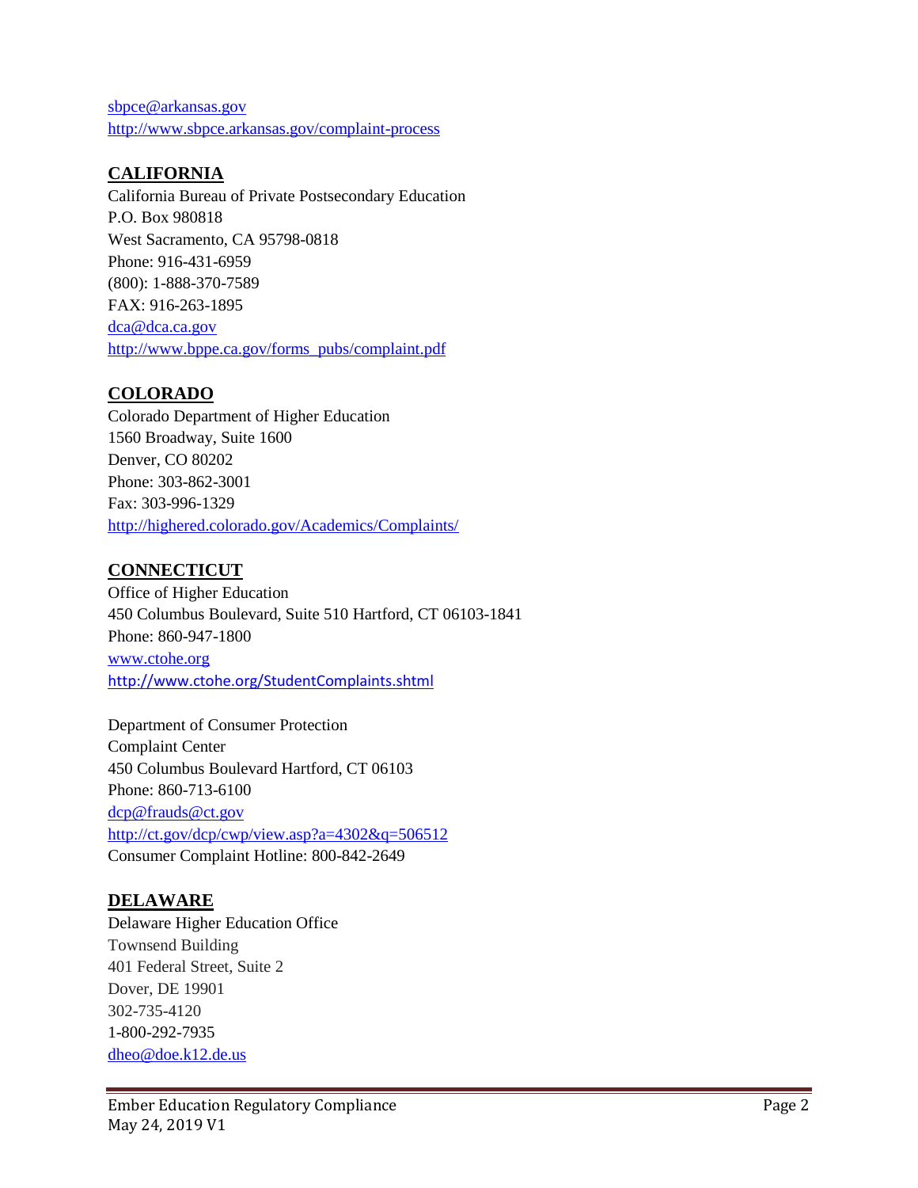sbpce@arkansas.gov
http://www.sbpce.arkansas.gov/complaint-process

## CALIFORNIA

California Bureau of Private Postsecondary Education
P.O. Box 980818
West Sacramento, CA 95798-0818
Phone: 916-431-6959
(800): 1-888-370-7589
FAX: 916-263-1895
dca@dca.ca.gov
http://www.bppe.ca.gov/forms_pubs/complaint.pdf

## COLORADO

Colorado Department of Higher Education
1560 Broadway, Suite 1600
Denver, CO 80202
Phone: 303-862-3001
Fax: 303-996-1329
http://highered.colorado.gov/Academics/Complaints/

## CONNECTICUT

Office of Higher Education
450 Columbus Boulevard, Suite 510 Hartford, CT 06103-1841
Phone: 860-947-1800
www.ctohe.org
http://www.ctohe.org/StudentComplaints.shtml

Department of Consumer Protection
Complaint Center
450 Columbus Boulevard Hartford, CT 06103
Phone: 860-713-6100
dcp@frauds@ct.gov
http://ct.gov/dcp/cwp/view.asp?a=4302&q=506512
Consumer Complaint Hotline: 800-842-2649

## DELAWARE

Delaware Higher Education Office
Townsend Building
401 Federal Street, Suite 2
Dover, DE 19901
302-735-4120
1-800-292-7935
dheo@doe.k12.de.us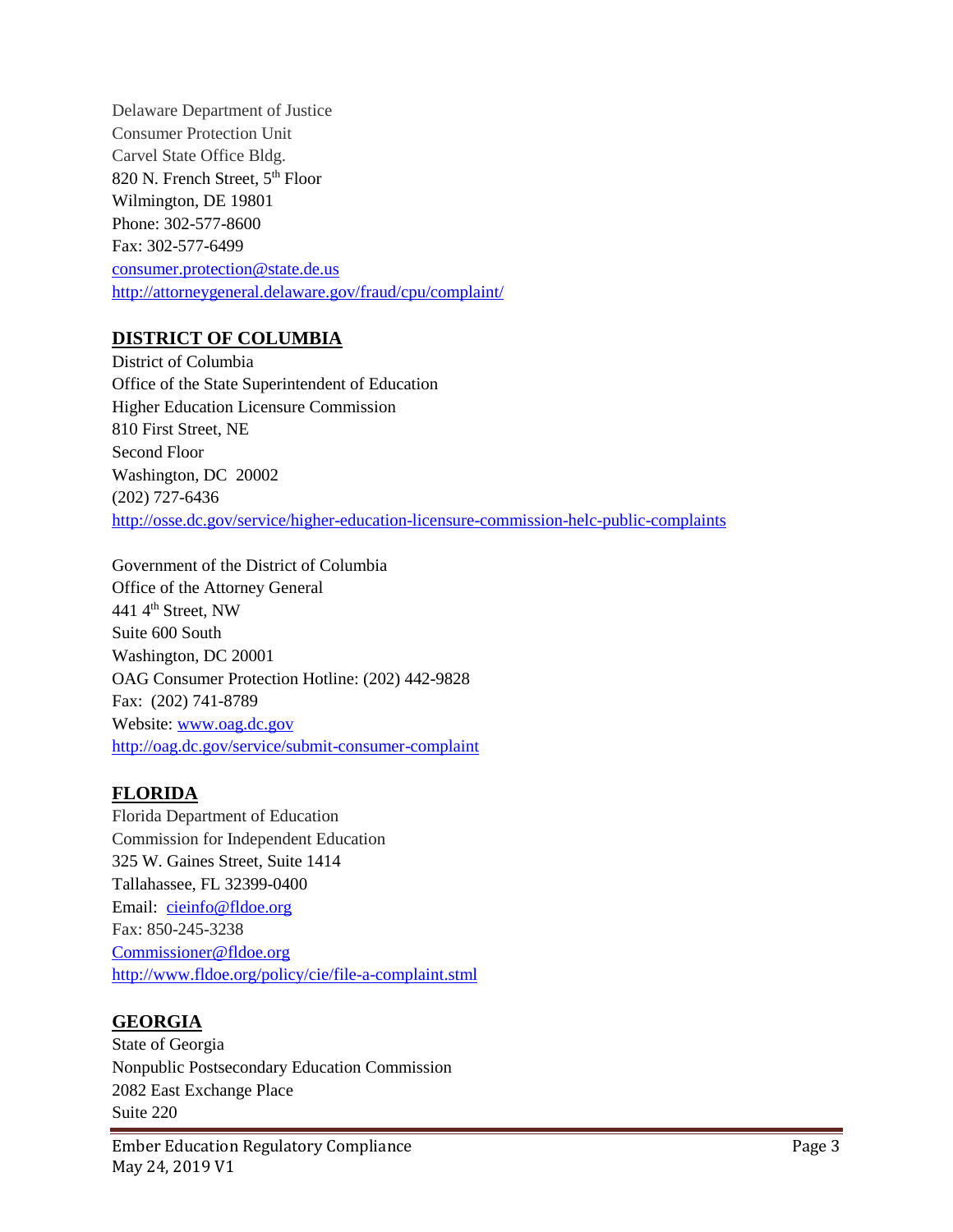Delaware Department of Justice
Consumer Protection Unit
Carvel State Office Bldg.
820 N. French Street, 5th Floor
Wilmington, DE 19801
Phone: 302-577-8600
Fax: 302-577-6499
consumer.protection@state.de.us
http://attorneygeneral.delaware.gov/fraud/cpu/complaint/

## DISTRICT OF COLUMBIA

District of Columbia
Office of the State Superintendent of Education
Higher Education Licensure Commission
810 First Street, NE
Second Floor
Washington, DC 20002
(202) 727-6436
http://osse.dc.gov/service/higher-education-licensure-commission-helc-public-complaints

Government of the District of Columbia
Office of the Attorney General
441 4th Street, NW
Suite 600 South
Washington, DC 20001
OAG Consumer Protection Hotline: (202) 442-9828
Fax: (202) 741-8789
Website: www.oag.dc.gov
http://oag.dc.gov/service/submit-consumer-complaint

## FLORIDA

Florida Department of Education
Commission for Independent Education
325 W. Gaines Street, Suite 1414
Tallahassee, FL 32399-0400
Email: cieinfo@fldoe.org
Fax: 850-245-3238
Commissioner@fldoe.org
http://www.fldoe.org/policy/cie/file-a-complaint.stml

## GEORGIA

State of Georgia
Nonpublic Postsecondary Education Commission
2082 East Exchange Place
Suite 220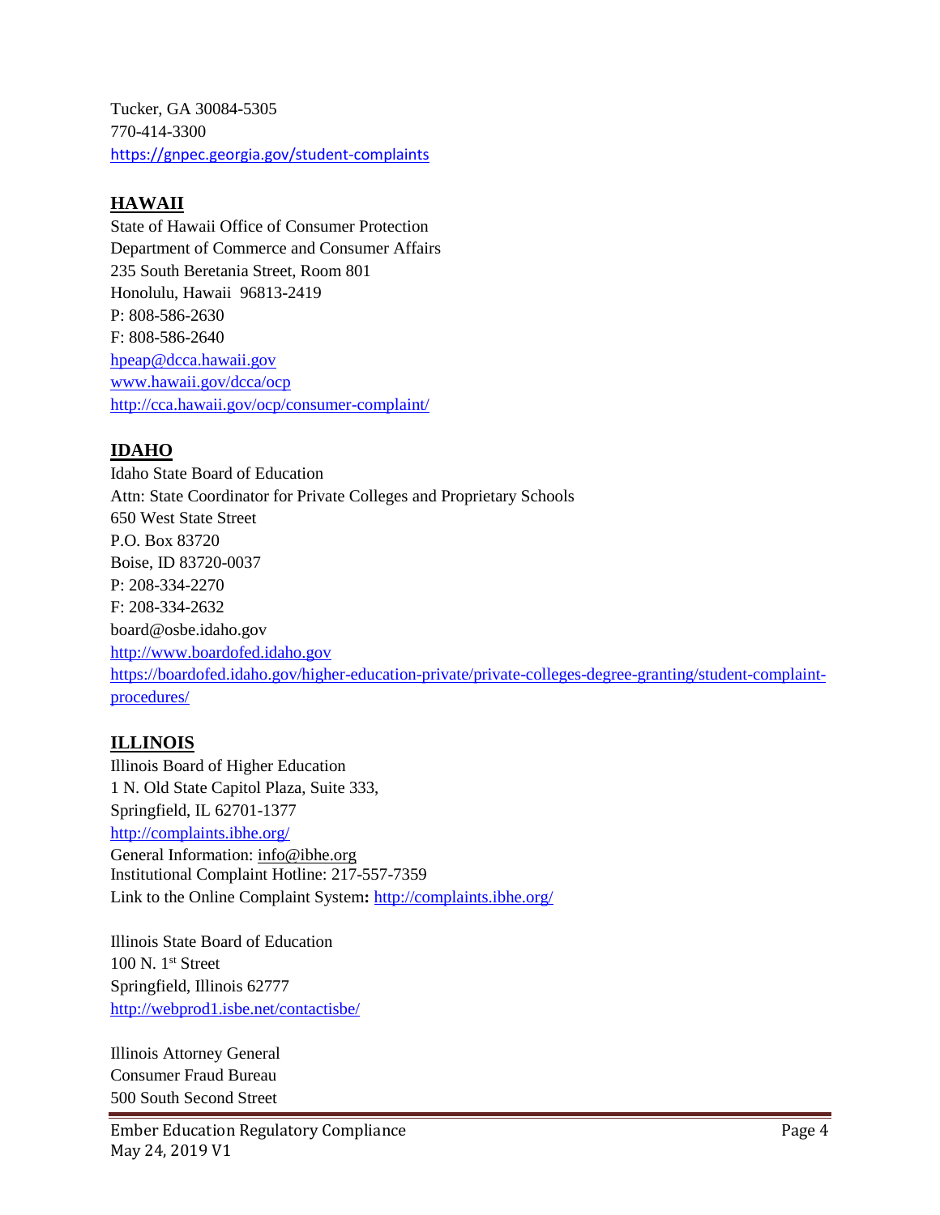Tucker, GA 30084-5305
770-414-3300
https://gnpec.georgia.gov/student-complaints

## HAWAII

State of Hawaii Office of Consumer Protection
Department of Commerce and Consumer Affairs
235 South Beretania Street, Room 801
Honolulu, Hawaii 96813-2419
P: 808-586-2630
F: 808-586-2640
hpeap@dcca.hawaii.gov
www.hawaii.gov/dcca/ocp
http://cca.hawaii.gov/ocp/consumer-complaint/

## IDAHO

Idaho State Board of Education
Attn: State Coordinator for Private Colleges and Proprietary Schools
650 West State Street
P.O. Box 83720
Boise, ID 83720-0037
P: 208-334-2270
F: 208-334-2632
board@osbe.idaho.gov
http://www.boardofed.idaho.gov
https://boardofed.idaho.gov/higher-education-private/private-colleges-degree-granting/student-complaint-procedures/

## ILLINOIS

Illinois Board of Higher Education
1 N. Old State Capitol Plaza, Suite 333,
Springfield, IL 62701-1377
http://complaints.ibhe.org/
General Information: info@ibhe.org
Institutional Complaint Hotline: 217-557-7359
Link to the Online Complaint System**:** http://complaints.ibhe.org/

Illinois State Board of Education
100 N. 1st Street
Springfield, Illinois 62777
http://webprod1.isbe.net/contactisbe/

Illinois Attorney General
Consumer Fraud Bureau
500 South Second Street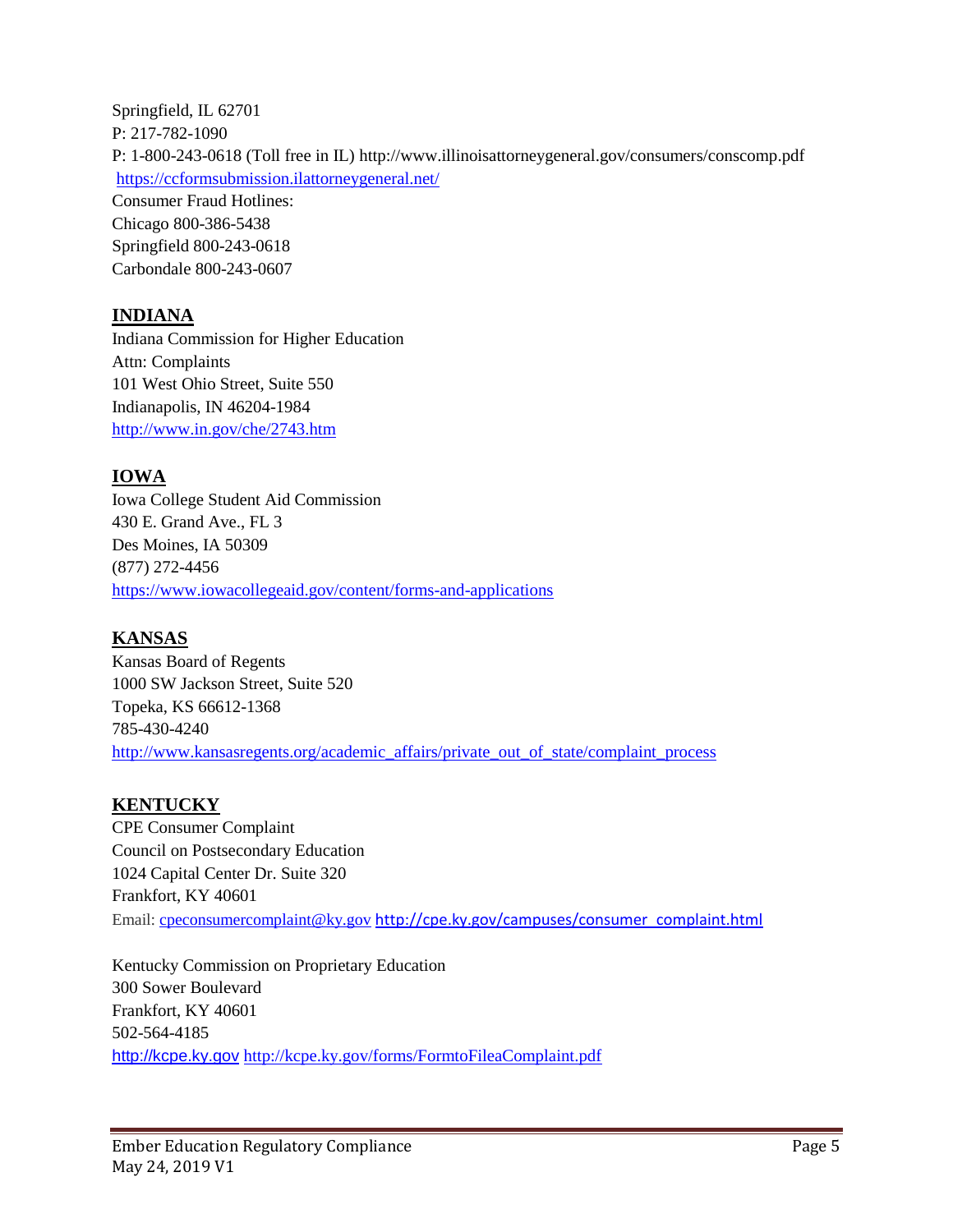Springfield, IL 62701
P: 217-782-1090
P: 1-800-243-0618 (Toll free in IL) http://www.illinoisattorneygeneral.gov/consumers/conscomp.pdf
https://ccformsubmission.ilattorneygeneral.net/
Consumer Fraud Hotlines:
Chicago 800-386-5438
Springfield 800-243-0618
Carbondale 800-243-0607

## INDIANA

Indiana Commission for Higher Education
Attn: Complaints
101 West Ohio Street, Suite 550
Indianapolis, IN 46204-1984
http://www.in.gov/che/2743.htm

## IOWA

Iowa College Student Aid Commission
430 E. Grand Ave., FL 3
Des Moines, IA 50309
(877) 272-4456
https://www.iowacollegeaid.gov/content/forms-and-applications

## KANSAS

Kansas Board of Regents
1000 SW Jackson Street, Suite 520
Topeka, KS 66612-1368
785-430-4240
http://www.kansasregents.org/academic_affairs/private_out_of_state/complaint_process

## KENTUCKY

CPE Consumer Complaint
Council on Postsecondary Education
1024 Capital Center Dr. Suite 320
Frankfort, KY 40601
Email: cpeconsumercomplaint@ky.gov http://cpe.ky.gov/campuses/consumer_complaint.html

Kentucky Commission on Proprietary Education
300 Sower Boulevard
Frankfort, KY 40601
502-564-4185
http://kcpe.ky.gov http://kcpe.ky.gov/forms/FormtoFileaComplaint.pdf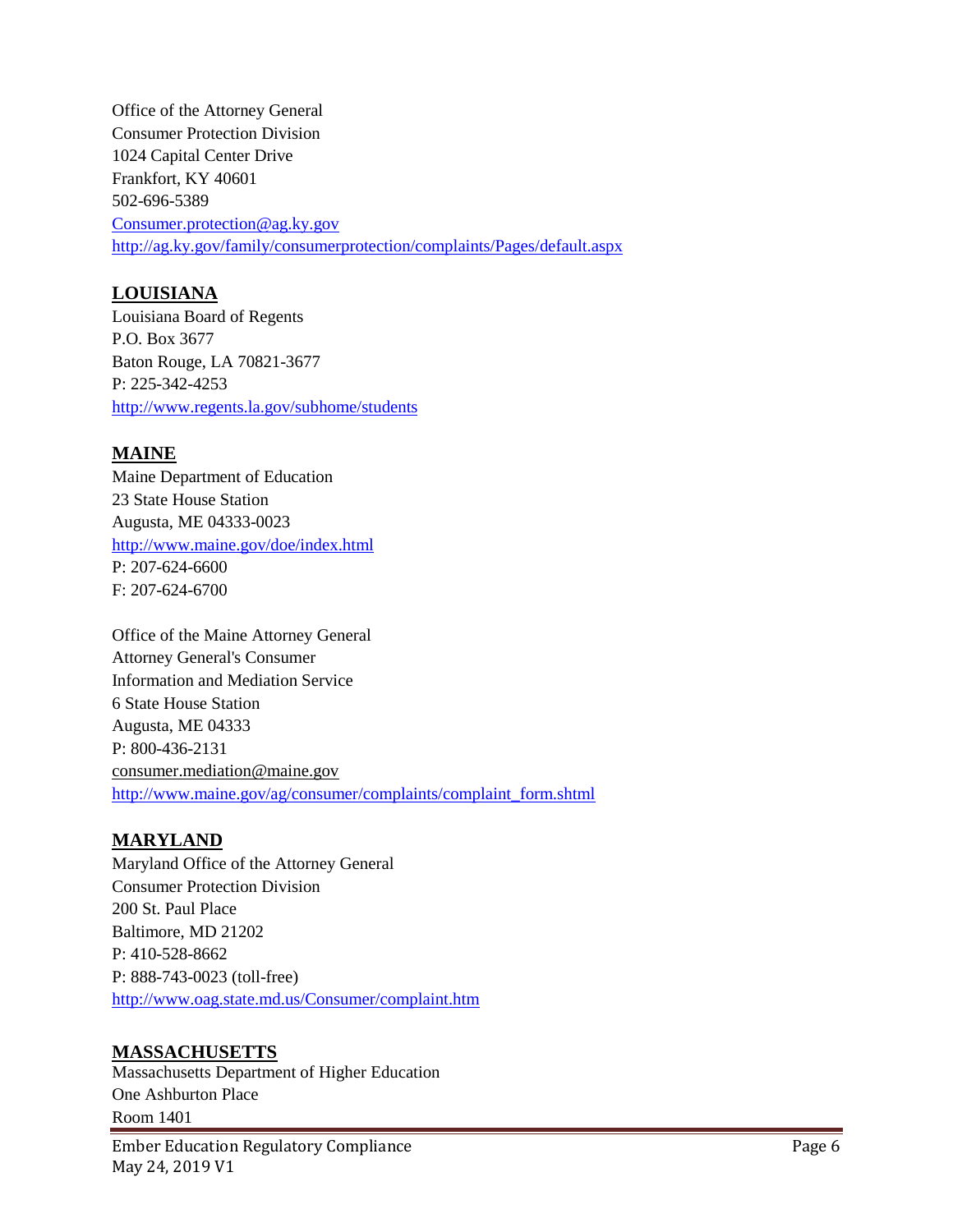Office of the Attorney General
Consumer Protection Division
1024 Capital Center Drive
Frankfort, KY 40601
502-696-5389
Consumer.protection@ag.ky.gov
http://ag.ky.gov/family/consumerprotection/complaints/Pages/default.aspx

## LOUISIANA

Louisiana Board of Regents
P.O. Box 3677
Baton Rouge, LA 70821-3677
P: 225-342-4253
http://www.regents.la.gov/subhome/students

## MAINE

Maine Department of Education
23 State House Station
Augusta, ME 04333-0023
http://www.maine.gov/doe/index.html
P: 207-624-6600
F: 207-624-6700

Office of the Maine Attorney General
Attorney General's Consumer
Information and Mediation Service
6 State House Station
Augusta, ME 04333
P: 800-436-2131
consumer.mediation@maine.gov
http://www.maine.gov/ag/consumer/complaints/complaint_form.shtml

## MARYLAND

Maryland Office of the Attorney General
Consumer Protection Division
200 St. Paul Place
Baltimore, MD 21202
P: 410-528-8662
P: 888-743-0023 (toll-free)
http://www.oag.state.md.us/Consumer/complaint.htm

## MASSACHUSETTS

Massachusetts Department of Higher Education
One Ashburton Place
Room 1401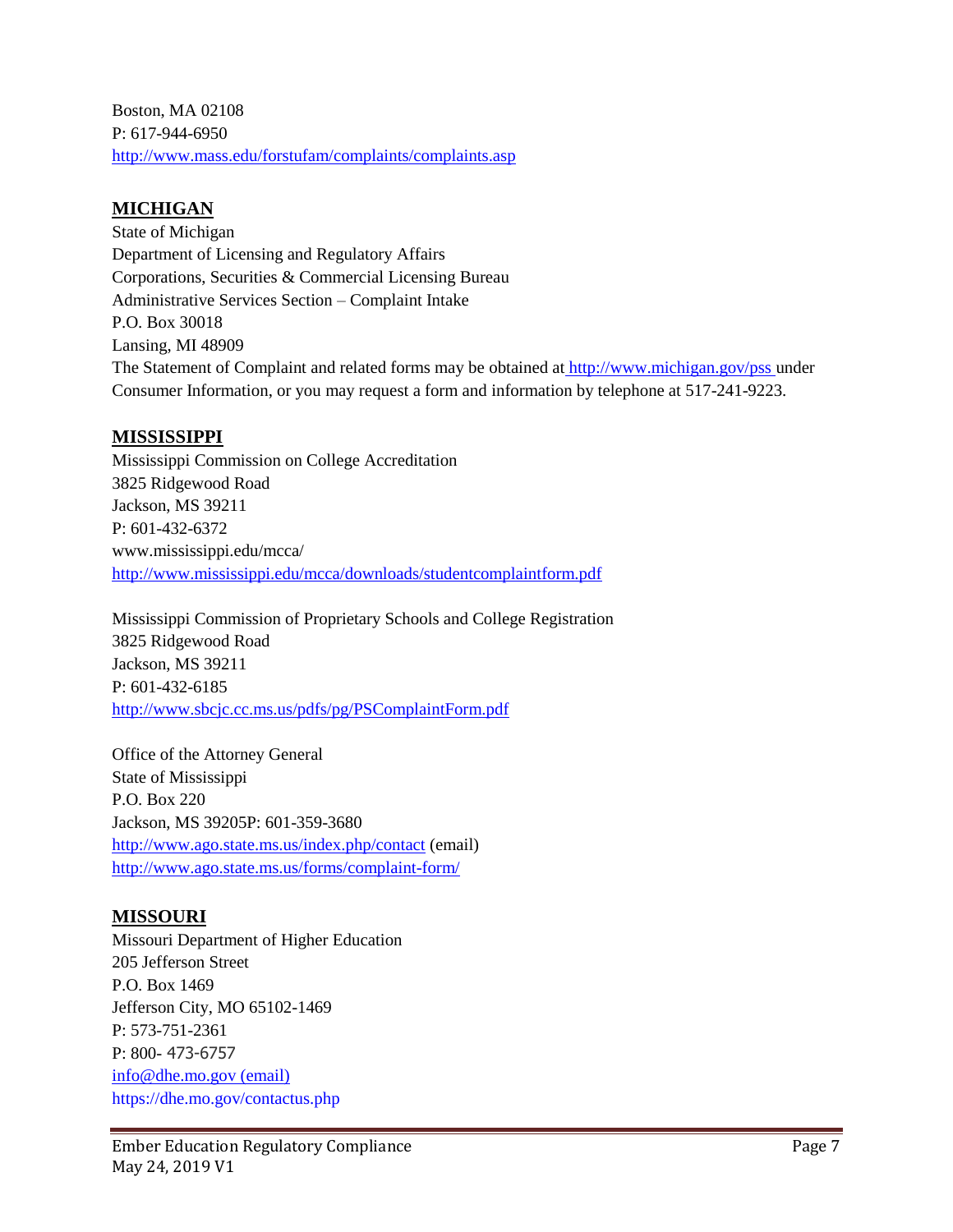Boston, MA 02108
P: 617-944-6950
http://www.mass.edu/forstufam/complaints/complaints.asp

## MICHIGAN

State of Michigan
Department of Licensing and Regulatory Affairs
Corporations, Securities & Commercial Licensing Bureau
Administrative Services Section – Complaint Intake
P.O. Box 30018
Lansing, MI 48909
The Statement of Complaint and related forms may be obtained at http://www.michigan.gov/pss under Consumer Information, or you may request a form and information by telephone at 517-241-9223.

## MISSISSIPPI

Mississippi Commission on College Accreditation
3825 Ridgewood Road
Jackson, MS 39211
P: 601-432-6372
www.mississippi.edu/mcca/
http://www.mississippi.edu/mcca/downloads/studentcomplaintform.pdf

Mississippi Commission of Proprietary Schools and College Registration
3825 Ridgewood Road
Jackson, MS 39211
P: 601-432-6185
http://www.sbcjc.cc.ms.us/pdfs/pg/PSComplaintForm.pdf

Office of the Attorney General
State of Mississippi
P.O. Box 220
Jackson, MS 39205P: 601-359-3680
http://www.ago.state.ms.us/index.php/contact (email)
http://www.ago.state.ms.us/forms/complaint-form/

## MISSOURI

Missouri Department of Higher Education
205 Jefferson Street
P.O. Box 1469
Jefferson City, MO 65102-1469
P: 573-751-2361
P: 800- 473-6757
info@dhe.mo.gov (email)
https://dhe.mo.gov/contactus.php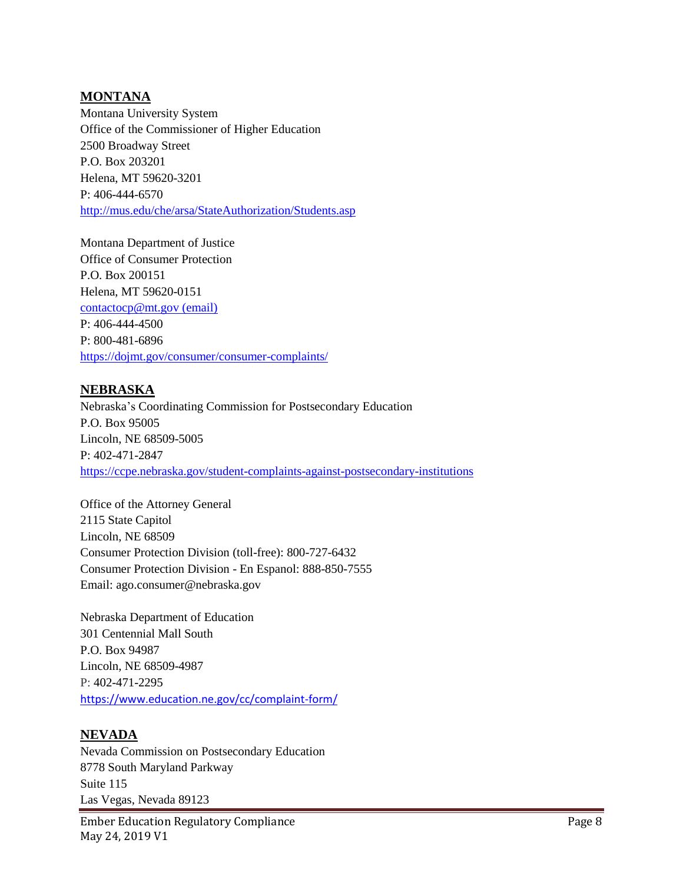## MONTANA

Montana University System
Office of the Commissioner of Higher Education
2500 Broadway Street
P.O. Box 203201
Helena, MT 59620-3201
P: 406-444-6570
http://mus.edu/che/arsa/StateAuthorization/Students.asp

Montana Department of Justice
Office of Consumer Protection
P.O. Box 200151
Helena, MT 59620-0151
contactocp@mt.gov (email)
P: 406-444-4500
P: 800-481-6896
https://dojmt.gov/consumer/consumer-complaints/

## NEBRASKA

Nebraska's Coordinating Commission for Postsecondary Education
P.O. Box 95005
Lincoln, NE 68509-5005
P: 402-471-2847
https://ccpe.nebraska.gov/student-complaints-against-postsecondary-institutions

Office of the Attorney General
2115 State Capitol
Lincoln, NE 68509
Consumer Protection Division (toll-free): 800-727-6432
Consumer Protection Division - En Espanol: 888-850-7555
Email: ago.consumer@nebraska.gov

Nebraska Department of Education
301 Centennial Mall South
P.O. Box 94987
Lincoln, NE 68509-4987
P: 402-471-2295
https://www.education.ne.gov/cc/complaint-form/

## NEVADA

Nevada Commission on Postsecondary Education
8778 South Maryland Parkway
Suite 115
Las Vegas, Nevada 89123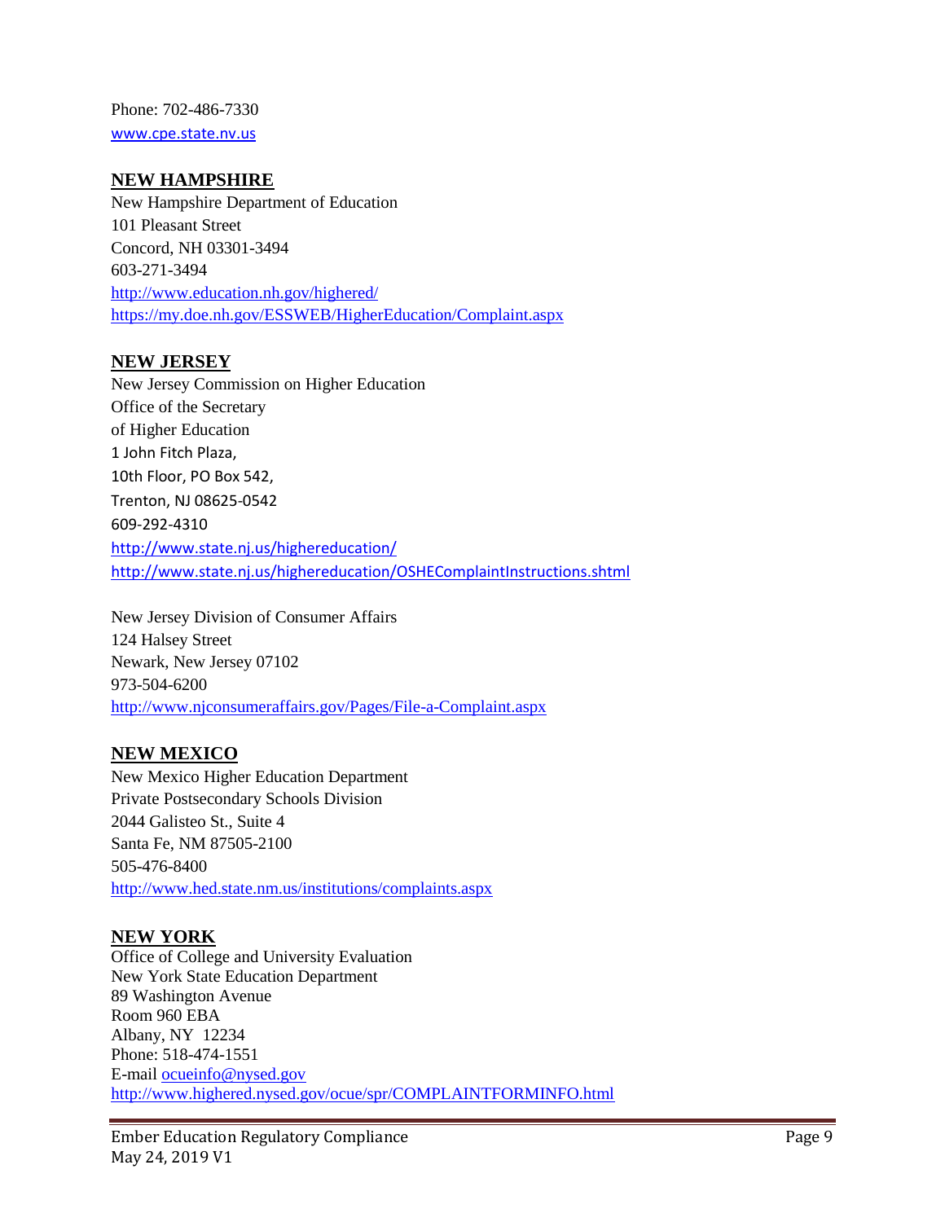Phone: 702-486-7330
www.cpe.state.nv.us

## NEW HAMPSHIRE

New Hampshire Department of Education
101 Pleasant Street
Concord, NH 03301-3494
603-271-3494
http://www.education.nh.gov/highered/
https://my.doe.nh.gov/ESSWEB/HigherEducation/Complaint.aspx

## NEW JERSEY

New Jersey Commission on Higher Education
Office of the Secretary
of Higher Education
1 John Fitch Plaza,
10th Floor, PO Box 542,
Trenton, NJ 08625-0542
609-292-4310
http://www.state.nj.us/highereducation/
http://www.state.nj.us/highereducation/OSHEComplaintInstructions.shtml

New Jersey Division of Consumer Affairs
124 Halsey Street
Newark, New Jersey 07102
973-504-6200
http://www.njconsumeraffairs.gov/Pages/File-a-Complaint.aspx

## NEW MEXICO

New Mexico Higher Education Department
Private Postsecondary Schools Division
2044 Galisteo St., Suite 4
Santa Fe, NM 87505-2100
505-476-8400
http://www.hed.state.nm.us/institutions/complaints.aspx

## NEW YORK

Office of College and University Evaluation
New York State Education Department
89 Washington Avenue
Room 960 EBA
Albany, NY 12234
Phone: 518-474-1551
E-mail ocueinfo@nysed.gov
http://www.highered.nysed.gov/ocue/spr/COMPLAINTFORMINFO.html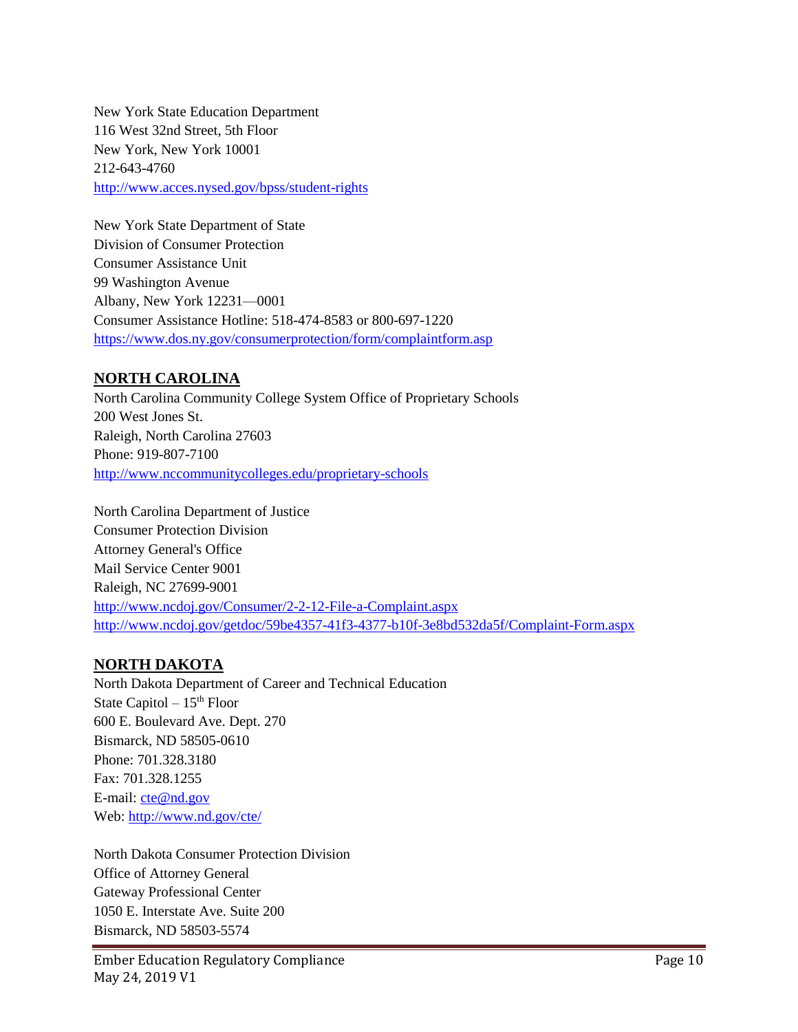New York State Education Department
116 West 32nd Street, 5th Floor
New York, New York 10001
212-643-4760
[http://www.acces.nysed.gov/bpss/student-rights](http://www.acces.nysed.gov/bpss/student-rights)

New York State Department of State
Division of Consumer Protection
Consumer Assistance Unit
99 Washington Avenue
Albany, New York 12231—0001
Consumer Assistance Hotline: 518-474-8583 or 800-697-1220
[https://www.dos.ny.gov/consumerprotection/form/complaintform.asp](https://www.dos.ny.gov/consumerprotection/form/complaintform.asp)

## NORTH CAROLINA

North Carolina Community College System Office of Proprietary Schools
200 West Jones St.
Raleigh, North Carolina 27603
Phone: 919-807-7100
[http://www.nccommunitycolleges.edu/proprietary-schools](http://www.nccommunitycolleges.edu/proprietary-schools)

North Carolina Department of Justice
Consumer Protection Division
Attorney General's Office
Mail Service Center 9001
Raleigh, NC 27699-9001
[http://www.ncdoj.gov/Consumer/2-2-12-File-a-Complaint.aspx](http://www.ncdoj.gov/Consumer/2-2-12-File-a-Complaint.aspx)
[http://www.ncdoj.gov/getdoc/59be4357-41f3-4377-b10f-3e8bd532da5f/Complaint-Form.aspx](http://www.ncdoj.gov/getdoc/59be4357-41f3-4377-b10f-3e8bd532da5f/Complaint-Form.aspx)

## NORTH DAKOTA

North Dakota Department of Career and Technical Education
State Capitol – 15th Floor
600 E. Boulevard Ave. Dept. 270
Bismarck, ND 58505-0610
Phone: 701.328.3180
Fax: 701.328.1255
E-mail: [cte@nd.gov](mailto:cte@nd.gov)
Web: [http://www.nd.gov/cte/](http://www.nd.gov/cte/)

North Dakota Consumer Protection Division
Office of Attorney General
Gateway Professional Center
1050 E. Interstate Ave. Suite 200
Bismarck, ND 58503-5574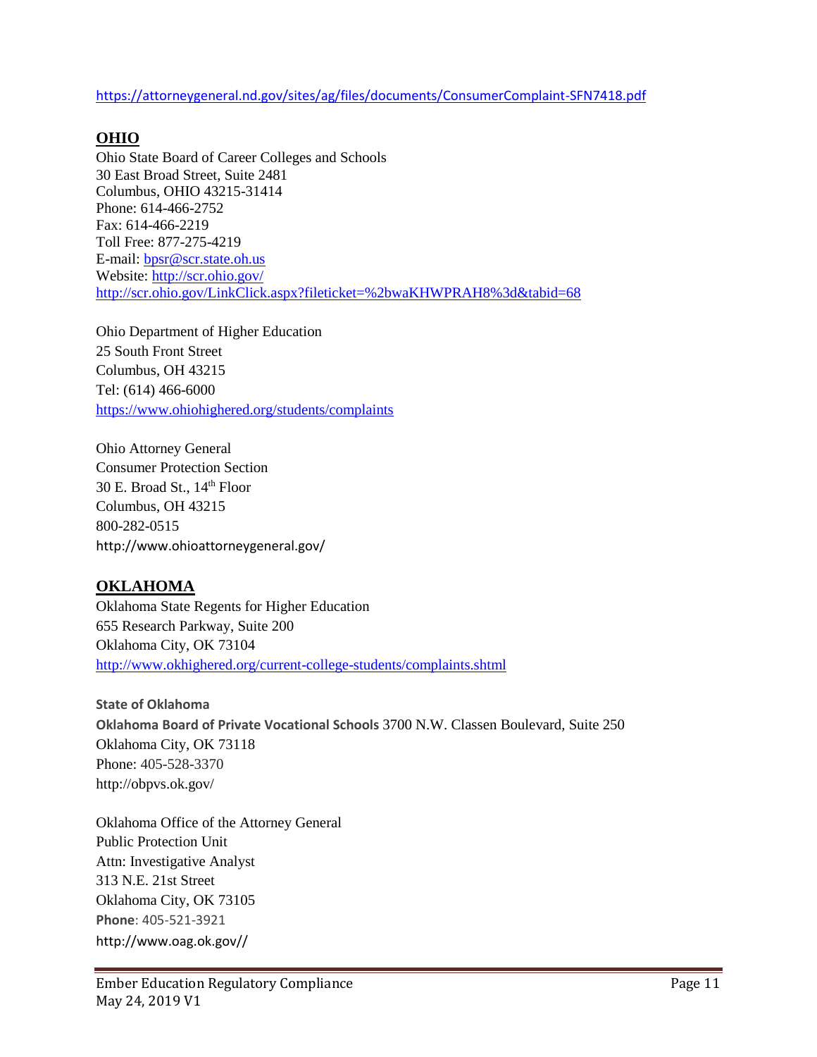https://attorneygeneral.nd.gov/sites/ag/files/documents/ConsumerComplaint-SFN7418.pdf

## OHIO

Ohio State Board of Career Colleges and Schools
30 East Broad Street, Suite 2481
Columbus, OHIO 43215-31414
Phone: 614-466-2752
Fax: 614-466-2219
Toll Free: 877-275-4219
E-mail: bpsr@scr.state.oh.us
Website: http://scr.ohio.gov/
http://scr.ohio.gov/LinkClick.aspx?fileticket=%2bwaKHWPRAH8%3d&tabid=68

Ohio Department of Higher Education
25 South Front Street
Columbus, OH 43215
Tel: (614) 466-6000
https://www.ohiohighered.org/students/complaints

Ohio Attorney General
Consumer Protection Section
30 E. Broad St., 14th Floor
Columbus, OH 43215
800-282-0515
http://www.ohioattorneygeneral.gov/

## OKLAHOMA

Oklahoma State Regents for Higher Education
655 Research Parkway, Suite 200
Oklahoma City, OK 73104
http://www.okhighered.org/current-college-students/complaints.shtml

**State of Oklahoma**
**Oklahoma Board of Private Vocational Schools** 3700 N.W. Classen Boulevard, Suite 250
Oklahoma City, OK 73118
Phone: 405-528-3370
http://obpvs.ok.gov/

Oklahoma Office of the Attorney General
Public Protection Unit
Attn: Investigative Analyst
313 N.E. 21st Street
Oklahoma City, OK 73105
**Phone**: 405-521-3921
http://www.oag.ok.gov//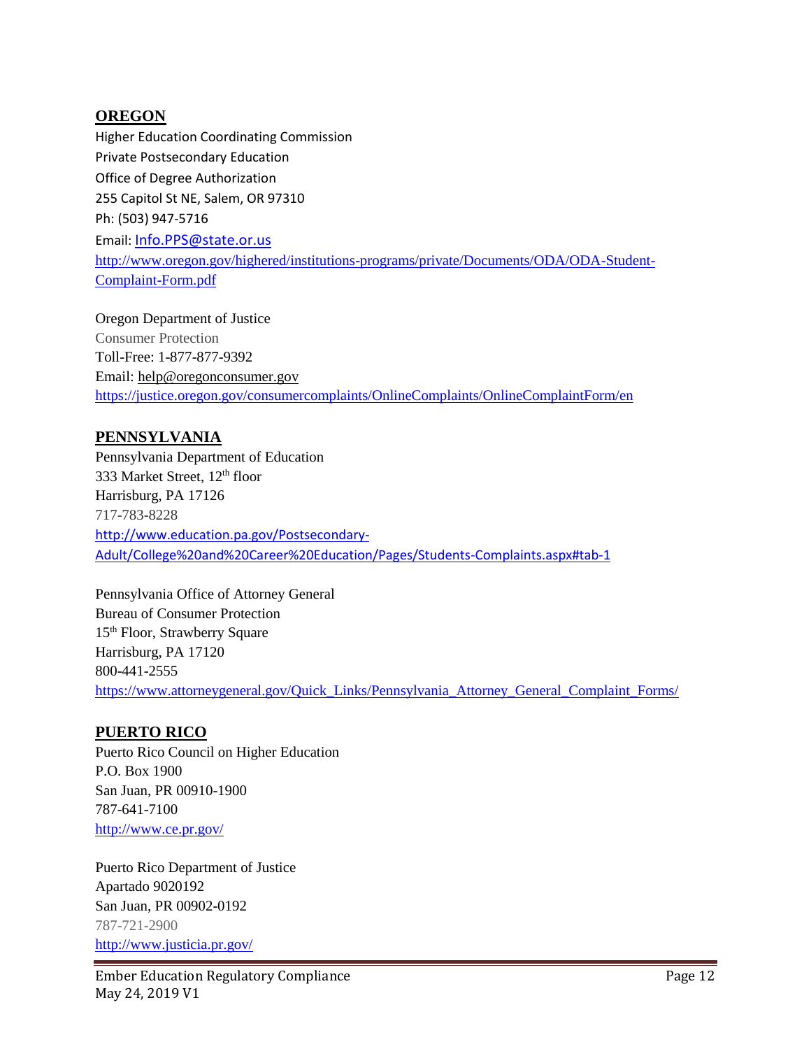## OREGON

Higher Education Coordinating Commission
Private Postsecondary Education
Office of Degree Authorization
255 Capitol St NE, Salem, OR 97310
Ph: (503) 947-5716
Email: Info.PPS@state.or.us
http://www.oregon.gov/highered/institutions-programs/private/Documents/ODA/ODA-Student-Complaint-Form.pdf

Oregon Department of Justice
Consumer Protection
Toll-Free: 1-877-877-9392
Email: help@oregonconsumer.gov
https://justice.oregon.gov/consumercomplaints/OnlineComplaints/OnlineComplaintForm/en

## PENNSYLVANIA

Pennsylvania Department of Education
333 Market Street, 12th floor
Harrisburg, PA 17126
717-783-8228
http://www.education.pa.gov/Postsecondary-Adult/College%20and%20Career%20Education/Pages/Students-Complaints.aspx#tab-1

Pennsylvania Office of Attorney General
Bureau of Consumer Protection
15th Floor, Strawberry Square
Harrisburg, PA 17120
800-441-2555
https://www.attorneygeneral.gov/Quick_Links/Pennsylvania_Attorney_General_Complaint_Forms/

## PUERTO RICO

Puerto Rico Council on Higher Education
P.O. Box 1900
San Juan, PR 00910-1900
787-641-7100
http://www.ce.pr.gov/

Puerto Rico Department of Justice
Apartado 9020192
San Juan, PR 00902-0192
787-721-2900
http://www.justicia.pr.gov/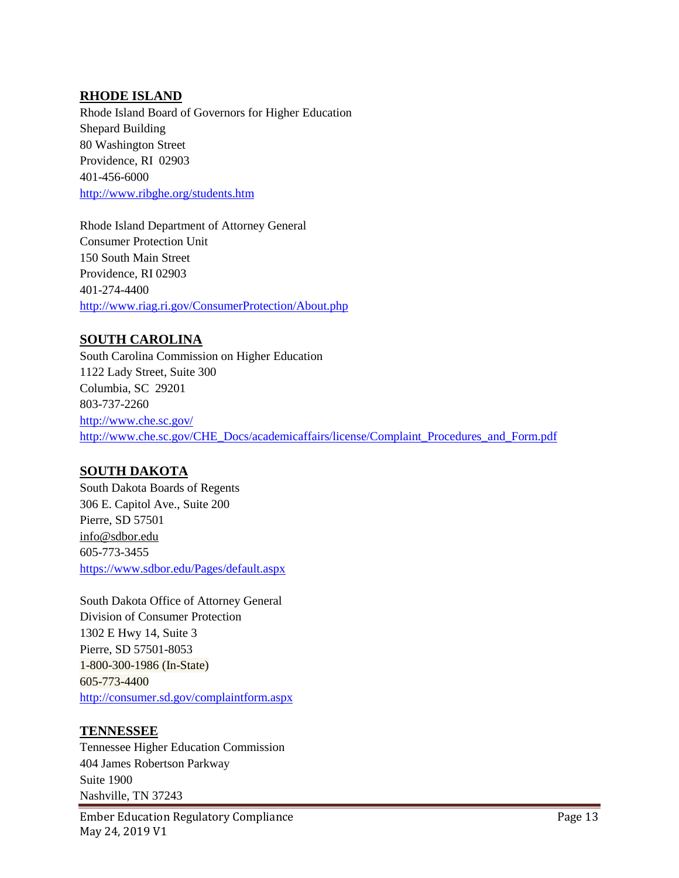## RHODE ISLAND

Rhode Island Board of Governors for Higher Education
Shepard Building
80 Washington Street
Providence, RI 02903
401-456-6000
http://www.ribghe.org/students.htm

Rhode Island Department of Attorney General
Consumer Protection Unit
150 South Main Street
Providence, RI 02903
401-274-4400
http://www.riag.ri.gov/ConsumerProtection/About.php

## SOUTH CAROLINA

South Carolina Commission on Higher Education
1122 Lady Street, Suite 300
Columbia, SC 29201
803-737-2260
http://www.che.sc.gov/
http://www.che.sc.gov/CHE_Docs/academicaffairs/license/Complaint_Procedures_and_Form.pdf

## SOUTH DAKOTA

South Dakota Boards of Regents
306 E. Capitol Ave., Suite 200
Pierre, SD 57501
info@sdbor.edu
605-773-3455
https://www.sdbor.edu/Pages/default.aspx

South Dakota Office of Attorney General
Division of Consumer Protection
1302 E Hwy 14, Suite 3
Pierre, SD 57501-8053
1-800-300-1986 (In-State)
605-773-4400
http://consumer.sd.gov/complaintform.aspx

## TENNESSEE

Tennessee Higher Education Commission
404 James Robertson Parkway
Suite 1900
Nashville, TN 37243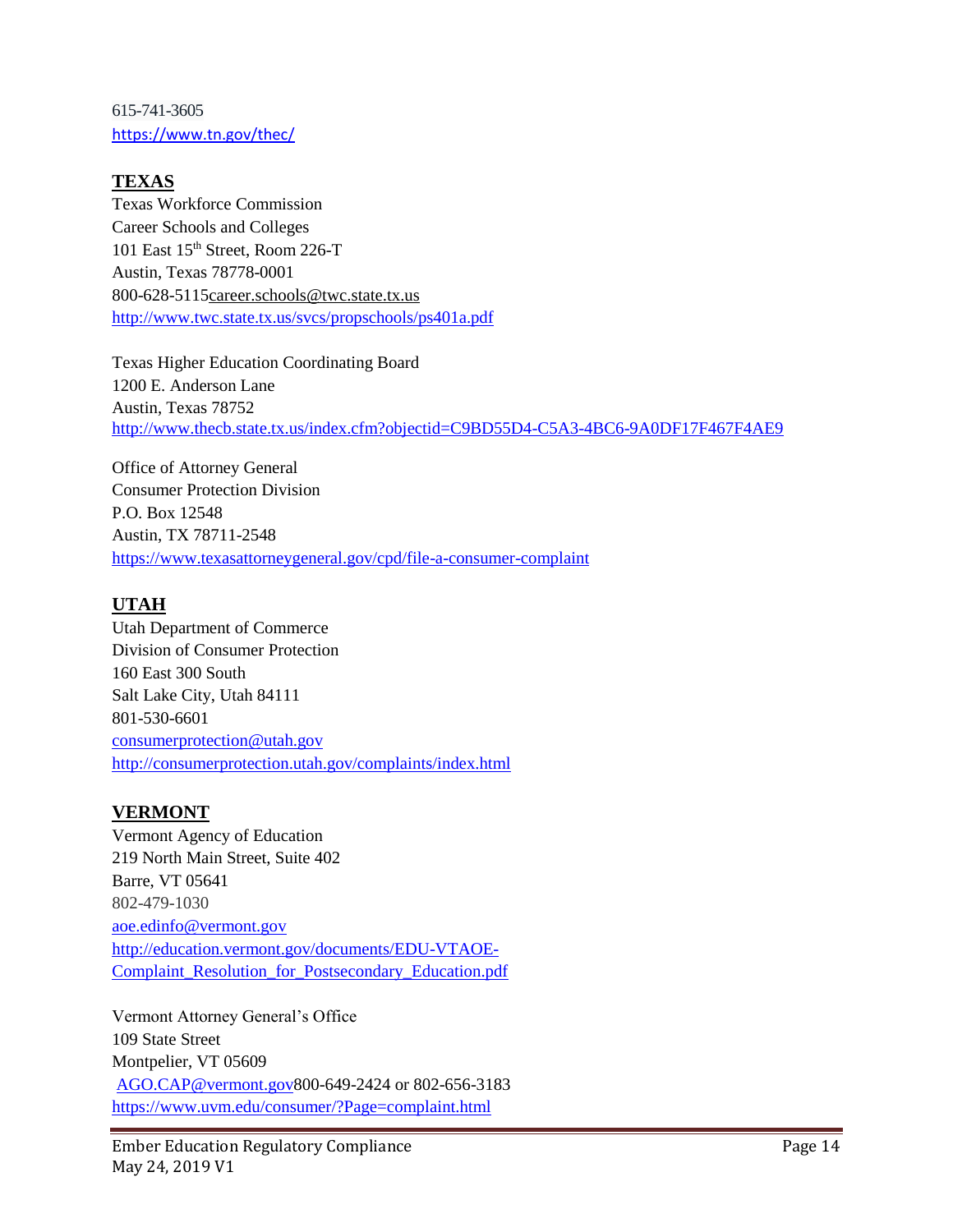615-741-3605
https://www.tn.gov/thec/

## TEXAS

Texas Workforce Commission
Career Schools and Colleges
101 East 15th Street, Room 226-T
Austin, Texas 78778-0001
800-628-5115career.schools@twc.state.tx.us
http://www.twc.state.tx.us/svcs/propschools/ps401a.pdf

Texas Higher Education Coordinating Board
1200 E. Anderson Lane
Austin, Texas 78752
http://www.thecb.state.tx.us/index.cfm?objectid=C9BD55D4-C5A3-4BC6-9A0DF17F467F4AE9

Office of Attorney General
Consumer Protection Division
P.O. Box 12548
Austin, TX 78711-2548
https://www.texasattorneygeneral.gov/cpd/file-a-consumer-complaint

## UTAH

Utah Department of Commerce
Division of Consumer Protection
160 East 300 South
Salt Lake City, Utah 84111
801-530-6601
consumerprotection@utah.gov
http://consumerprotection.utah.gov/complaints/index.html

## VERMONT

Vermont Agency of Education
219 North Main Street, Suite 402
Barre, VT 05641
802-479-1030
aoe.edinfo@vermont.gov
http://education.vermont.gov/documents/EDU-VTAOE-Complaint_Resolution_for_Postsecondary_Education.pdf

Vermont Attorney General's Office
109 State Street
Montpelier, VT 05609
AGO.CAP@vermont.gov800-649-2424 or 802-656-3183
https://www.uvm.edu/consumer/?Page=complaint.html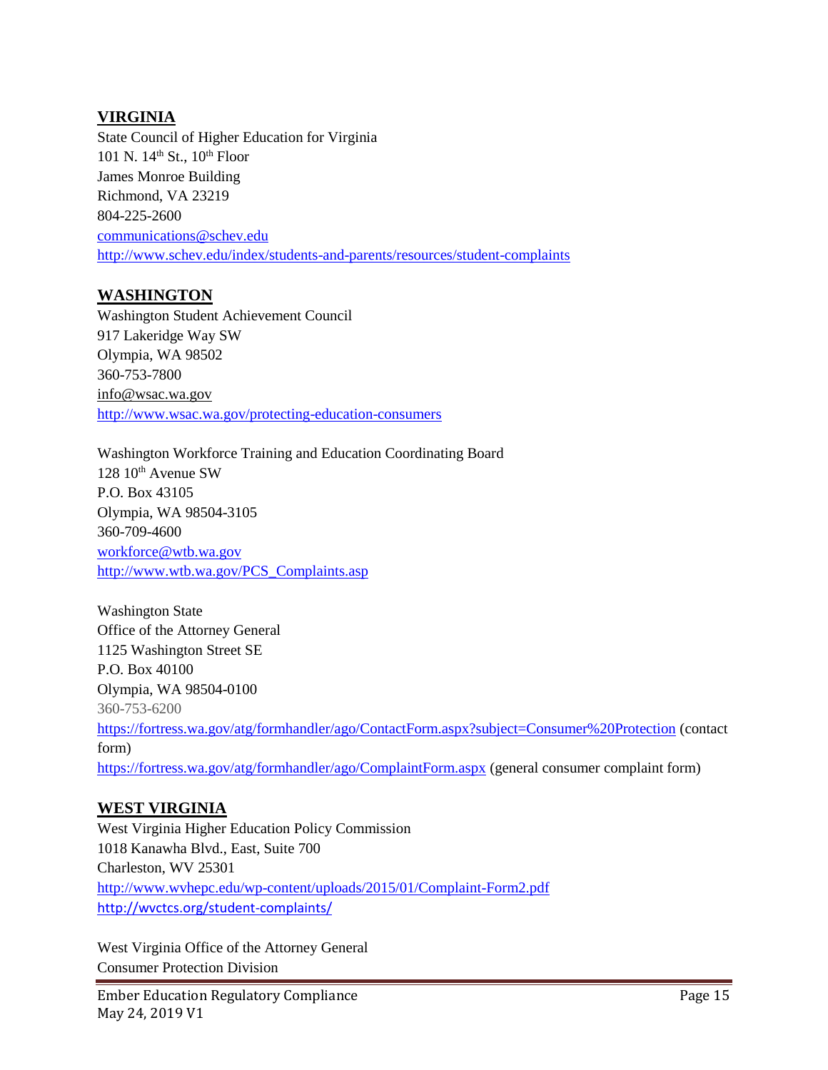## VIRGINIA

State Council of Higher Education for Virginia
101 N. 14th St., 10th Floor
James Monroe Building
Richmond, VA 23219
804-225-2600
communications@schev.edu
http://www.schev.edu/index/students-and-parents/resources/student-complaints

## WASHINGTON

Washington Student Achievement Council
917 Lakeridge Way SW
Olympia, WA 98502
360-753-7800
info@wsac.wa.gov
http://www.wsac.wa.gov/protecting-education-consumers

Washington Workforce Training and Education Coordinating Board
128 10th Avenue SW
P.O. Box 43105
Olympia, WA 98504-3105
360-709-4600
workforce@wtb.wa.gov
http://www.wtb.wa.gov/PCS_Complaints.asp

Washington State
Office of the Attorney General
1125 Washington Street SE
P.O. Box 40100
Olympia, WA 98504-0100
360-753-6200
https://fortress.wa.gov/atg/formhandler/ago/ContactForm.aspx?subject=Consumer%20Protection (contact form)
https://fortress.wa.gov/atg/formhandler/ago/ComplaintForm.aspx (general consumer complaint form)

## WEST VIRGINIA

West Virginia Higher Education Policy Commission
1018 Kanawha Blvd., East, Suite 700
Charleston, WV 25301
http://www.wvhepc.edu/wp-content/uploads/2015/01/Complaint-Form2.pdf
http://wvctcs.org/student-complaints/

West Virginia Office of the Attorney General
Consumer Protection Division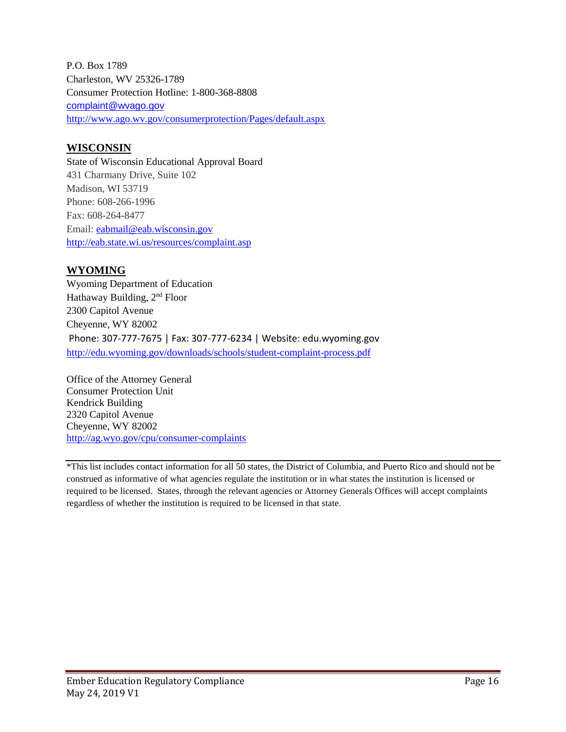P.O. Box 1789
Charleston, WV 25326-1789
Consumer Protection Hotline: 1-800-368-8808
complaint@wvago.gov
http://www.ago.wv.gov/consumerprotection/Pages/default.aspx

## WISCONSIN

State of Wisconsin Educational Approval Board
431 Charmany Drive, Suite 102
Madison, WI 53719
Phone: 608-266-1996
Fax: 608-264-8477
Email: eabmail@eab.wisconsin.gov
http://eab.state.wi.us/resources/complaint.asp

## WYOMING

Wyoming Department of Education
Hathaway Building, 2nd Floor
2300 Capitol Avenue
Cheyenne, WY 82002
Phone: 307-777-7675 | Fax: 307-777-6234 | Website: edu.wyoming.gov
http://edu.wyoming.gov/downloads/schools/student-complaint-process.pdf

Office of the Attorney General
Consumer Protection Unit
Kendrick Building
2320 Capitol Avenue
Cheyenne, WY 82002
http://ag.wyo.gov/cpu/consumer-complaints

---

*This list includes contact information for all 50 states, the District of Columbia, and Puerto Rico and should not be construed as informative of what agencies regulate the institution or in what states the institution is licensed or required to be licensed. States, through the relevant agencies or Attorney Generals Offices will accept complaints regardless of whether the institution is required to be licensed in that state.